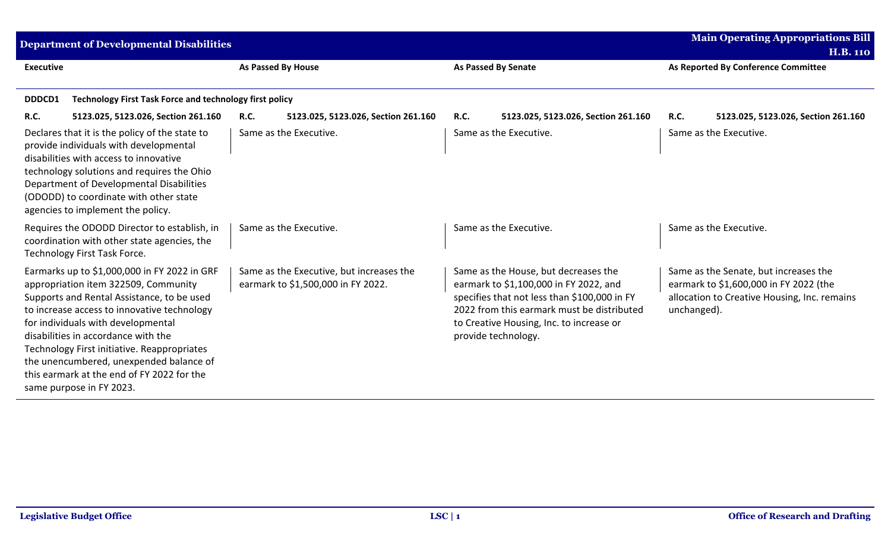## Department of Developmental Disabilities

**Main Operating Appropriations Bill H.B. 110**

| Executive | As Passed By House | As Passed By Senate | As Reported By Conference Committee |
|---|---|---|---|
| **DDDCD1 Technology First Task Force and technology first policy** | | | |
| **R.C. 5123.025, 5123.026, Section 261.160** | **R.C. 5123.025, 5123.026, Section 261.160** | **R.C. 5123.025, 5123.026, Section 261.160** | **R.C. 5123.025, 5123.026, Section 261.160** |
| Declares that it is the policy of the state to provide individuals with developmental disabilities with access to innovative technology solutions and requires the Ohio Department of Developmental Disabilities (ODODD) to coordinate with other state agencies to implement the policy. | Same as the Executive. | Same as the Executive. | Same as the Executive. |
| Requires the ODODD Director to establish, in coordination with other state agencies, the Technology First Task Force. | Same as the Executive. | Same as the Executive. | Same as the Executive. |
| Earmarks up to $1,000,000 in FY 2022 in GRF appropriation item 322509, Community Supports and Rental Assistance, to be used to increase access to innovative technology for individuals with developmental disabilities in accordance with the Technology First initiative. Reappropriates the unencumbered, unexpended balance of this earmark at the end of FY 2022 for the same purpose in FY 2023. | Same as the Executive, but increases the earmark to $1,500,000 in FY 2022. | Same as the House, but decreases the earmark to $1,100,000 in FY 2022, and specifies that not less than $100,000 in FY 2022 from this earmark must be distributed to Creative Housing, Inc. to increase or provide technology. | Same as the Senate, but increases the earmark to $1,600,000 in FY 2022 (the allocation to Creative Housing, Inc. remains unchanged). |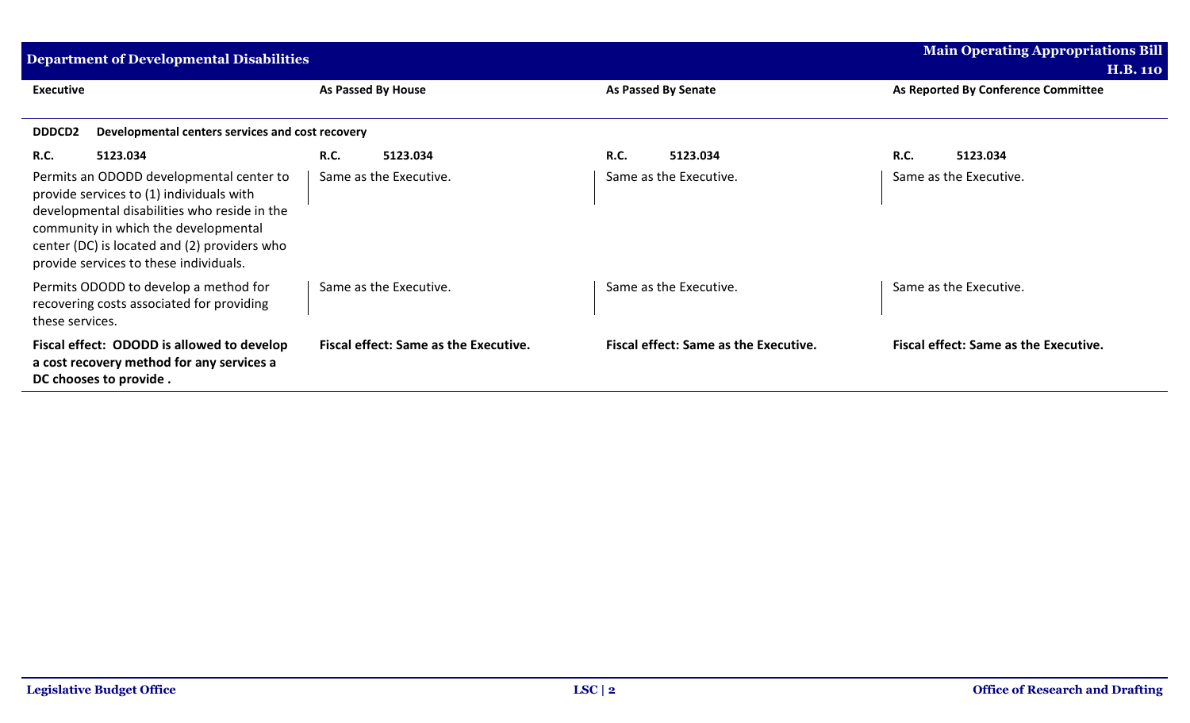## Department of Developmental Disabilities

**Main Operating Appropriations Bill H.B. 110**

| Executive | As Passed By House | As Passed By Senate | As Reported By Conference Committee |
|---|---|---|---|
| **DDDCD2 Developmental centers services and cost recovery** | | | |
| **R.C. 5123.034** | **R.C. 5123.034** | **R.C. 5123.034** | **R.C. 5123.034** |
| Permits an ODODD developmental center to provide services to (1) individuals with developmental disabilities who reside in the community in which the developmental center (DC) is located and (2) providers who provide services to these individuals. | Same as the Executive. | Same as the Executive. | Same as the Executive. |
| Permits ODODD to develop a method for recovering costs associated for providing these services. | Same as the Executive. | Same as the Executive. | Same as the Executive. |
| **Fiscal effect: ODODD is allowed to develop a cost recovery method for any services a DC chooses to provide .** | **Fiscal effect: Same as the Executive.** | **Fiscal effect: Same as the Executive.** | **Fiscal effect: Same as the Executive.** |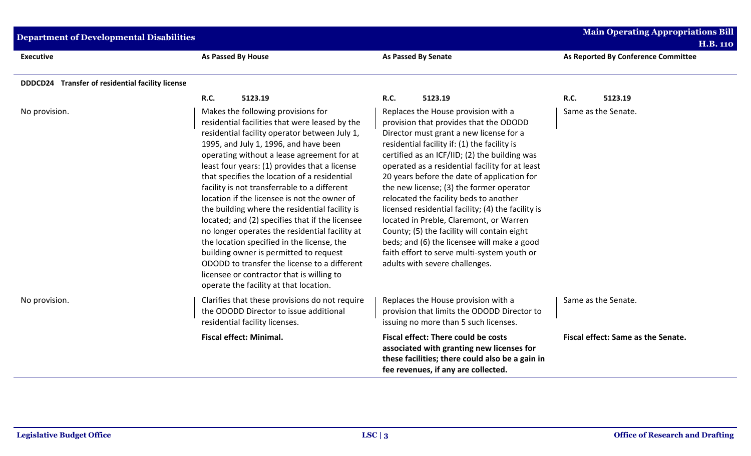| Executive | As Passed By House | As Passed By Senate | As Reported By Conference Committee |
|---|---|---|---|
| **DDDCD24 Transfer of residential facility license** | | | |
| | **R.C. 5123.19** | **R.C. 5123.19** | **R.C. 5123.19** |
| No provision. | Makes the following provisions for residential facilities that were leased by the residential facility operator between July 1, 1995, and July 1, 1996, and have been operating without a lease agreement for at least four years: (1) provides that a license that specifies the location of a residential facility is not transferrable to a different location if the licensee is not the owner of the building where the residential facility is located; and (2) specifies that if the licensee no longer operates the residential facility at the location specified in the license, the building owner is permitted to request ODODD to transfer the license to a different licensee or contractor that is willing to operate the facility at that location. | Replaces the House provision with a provision that provides that the ODODD Director must grant a new license for a residential facility if: (1) the facility is certified as an ICF/IID; (2) the building was operated as a residential facility for at least 20 years before the date of application for the new license; (3) the former operator relocated the facility beds to another licensed residential facility; (4) the facility is located in Preble, Claremont, or Warren County; (5) the facility will contain eight beds; and (6) the licensee will make a good faith effort to serve multi-system youth or adults with severe challenges. | Same as the Senate. |
| No provision. | Clarifies that these provisions do not require the ODODD Director to issue additional residential facility licenses. | Replaces the House provision with a provision that limits the ODODD Director to issuing no more than 5 such licenses. | Same as the Senate. |
| | **Fiscal effect: Minimal.** | **Fiscal effect: There could be costs associated with granting new licenses for these facilities; there could also be a gain in fee revenues, if any are collected.** | **Fiscal effect: Same as the Senate.** |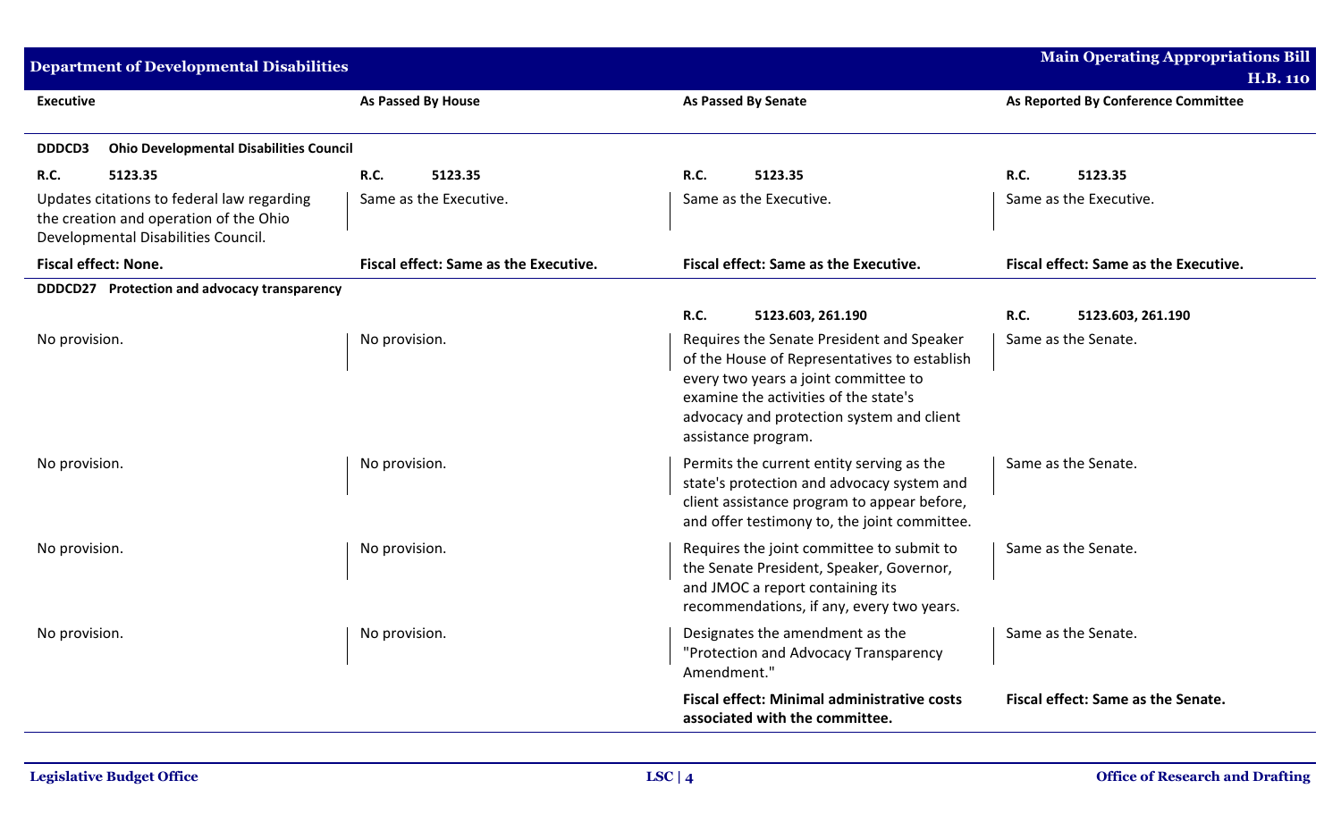| Executive | As Passed By House | As Passed By Senate | As Reported By Conference Committee |
|---|---|---|---|
| **DDDCD3 Ohio Developmental Disabilities Council** | | | |
| **R.C. 5123.35** | **R.C. 5123.35** | **R.C. 5123.35** | **R.C. 5123.35** |
| Updates citations to federal law regarding the creation and operation of the Ohio Developmental Disabilities Council. | Same as the Executive. | Same as the Executive. | Same as the Executive. |
| **Fiscal effect: None.** | **Fiscal effect: Same as the Executive.** | **Fiscal effect: Same as the Executive.** | **Fiscal effect: Same as the Executive.** |
| **DDDCD27 Protection and advocacy transparency** | | | |
| | | **R.C. 5123.603, 261.190** | **R.C. 5123.603, 261.190** |
| No provision. | No provision. | Requires the Senate President and Speaker of the House of Representatives to establish every two years a joint committee to examine the activities of the state's advocacy and protection system and client assistance program. | Same as the Senate. |
| No provision. | No provision. | Permits the current entity serving as the state's protection and advocacy system and client assistance program to appear before, and offer testimony to, the joint committee. | Same as the Senate. |
| No provision. | No provision. | Requires the joint committee to submit to the Senate President, Speaker, Governor, and JMOC a report containing its recommendations, if any, every two years. | Same as the Senate. |
| No provision. | No provision. | Designates the amendment as the "Protection and Advocacy Transparency Amendment." | Same as the Senate. |
| | | **Fiscal effect: Minimal administrative costs associated with the committee.** | **Fiscal effect: Same as the Senate.** |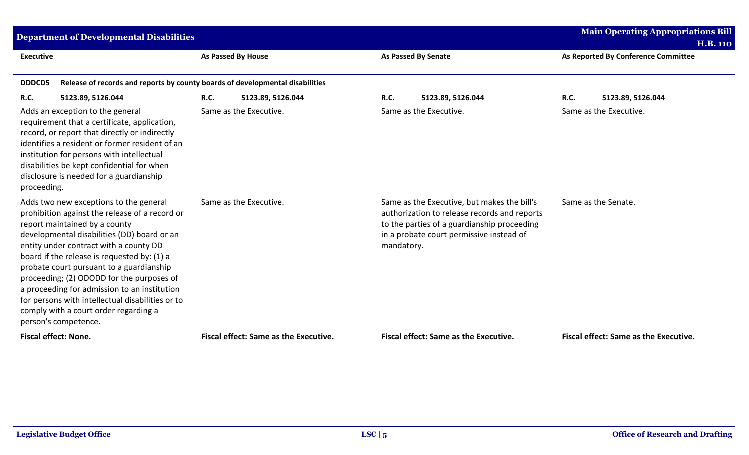| Executive | As Passed By House | As Passed By Senate | As Reported By Conference Committee |
|---|---|---|---|
| **DDDCD5** Release of records and reports by county boards of developmental disabilities | | | |
| **R.C.** 5123.89, 5126.044 | **R.C.** 5123.89, 5126.044 | **R.C.** 5123.89, 5126.044 | **R.C.** 5123.89, 5126.044 |
| Adds an exception to the general requirement that a certificate, application, record, or report that directly or indirectly identifies a resident or former resident of an institution for persons with intellectual disabilities be kept confidential for when disclosure is needed for a guardianship proceeding. | Same as the Executive. | Same as the Executive. | Same as the Executive. |
| Adds two new exceptions to the general prohibition against the release of a record or report maintained by a county developmental disabilities (DD) board or an entity under contract with a county DD board if the release is requested by: (1) a probate court pursuant to a guardianship proceeding; (2) ODODD for the purposes of a proceeding for admission to an institution for persons with intellectual disabilities or to comply with a court order regarding a person's competence. | Same as the Executive. | Same as the Executive, but makes the bill's authorization to release records and reports to the parties of a guardianship proceeding in a probate court permissive instead of mandatory. | Same as the Senate. |
| **Fiscal effect: None.** | **Fiscal effect: Same as the Executive.** | **Fiscal effect: Same as the Executive.** | **Fiscal effect: Same as the Executive.** |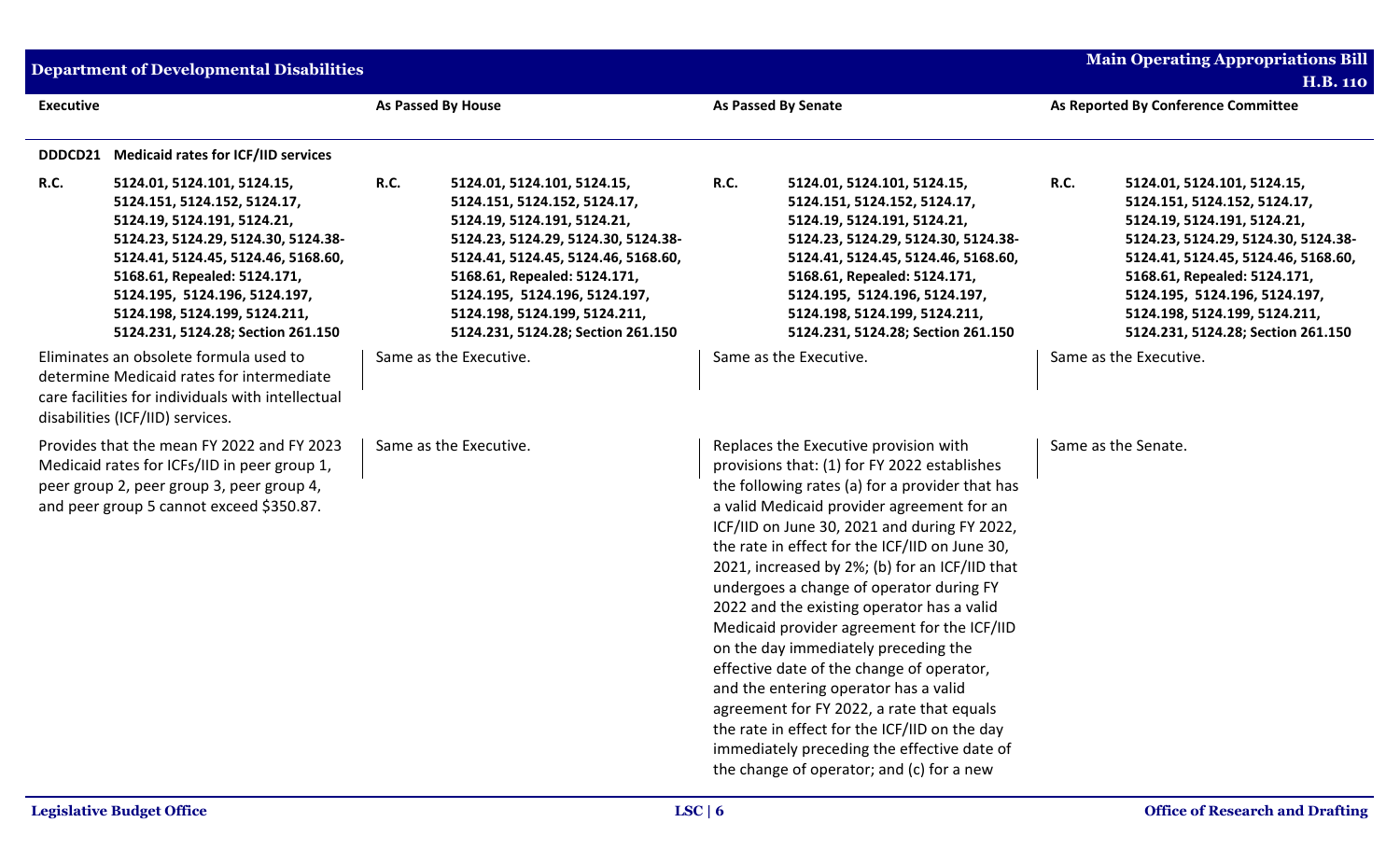| Executive | As Passed By House | As Passed By Senate | As Reported By Conference Committee |
|---|---|---|---|
| **DDDCD21 Medicaid rates for ICF/IID services** | | | |
| **R.C. 5124.01, 5124.101, 5124.15, 5124.151, 5124.152, 5124.17, 5124.19, 5124.191, 5124.21, 5124.23, 5124.29, 5124.30, 5124.38-5124.41, 5124.45, 5124.46, 5168.60, 5168.61, Repealed: 5124.171, 5124.195, 5124.196, 5124.197, 5124.198, 5124.199, 5124.211, 5124.231, 5124.28; Section 261.150** | **R.C. 5124.01, 5124.101, 5124.15, 5124.151, 5124.152, 5124.17, 5124.19, 5124.191, 5124.21, 5124.23, 5124.29, 5124.30, 5124.38-5124.41, 5124.45, 5124.46, 5168.60, 5168.61, Repealed: 5124.171, 5124.195, 5124.196, 5124.197, 5124.198, 5124.199, 5124.211, 5124.231, 5124.28; Section 261.150** | **R.C. 5124.01, 5124.101, 5124.15, 5124.151, 5124.152, 5124.17, 5124.19, 5124.191, 5124.21, 5124.23, 5124.29, 5124.30, 5124.38-5124.41, 5124.45, 5124.46, 5168.60, 5168.61, Repealed: 5124.171, 5124.195, 5124.196, 5124.197, 5124.198, 5124.199, 5124.211, 5124.231, 5124.28; Section 261.150** | **R.C. 5124.01, 5124.101, 5124.15, 5124.151, 5124.152, 5124.17, 5124.19, 5124.191, 5124.21, 5124.23, 5124.29, 5124.30, 5124.38-5124.41, 5124.45, 5124.46, 5168.60, 5168.61, Repealed: 5124.171, 5124.195, 5124.196, 5124.197, 5124.198, 5124.199, 5124.211, 5124.231, 5124.28; Section 261.150** |
| Eliminates an obsolete formula used to determine Medicaid rates for intermediate care facilities for individuals with intellectual disabilities (ICF/IID) services. | Same as the Executive. | Same as the Executive. | Same as the Executive. |
| Provides that the mean FY 2022 and FY 2023 Medicaid rates for ICFs/IID in peer group 1, peer group 2, peer group 3, peer group 4, and peer group 5 cannot exceed $350.87. | Same as the Executive. | Replaces the Executive provision with provisions that: (1) for FY 2022 establishes the following rates (a) for a provider that has a valid Medicaid provider agreement for an ICF/IID on June 30, 2021 and during FY 2022, the rate in effect for the ICF/IID on June 30, 2021, increased by 2%; (b) for an ICF/IID that undergoes a change of operator during FY 2022 and the existing operator has a valid Medicaid provider agreement for the ICF/IID on the day immediately preceding the effective date of the change of operator, and the entering operator has a valid agreement for FY 2022, a rate that equals the rate in effect for the ICF/IID on the day immediately preceding the effective date of the change of operator; and (c) for a new | Same as the Senate. |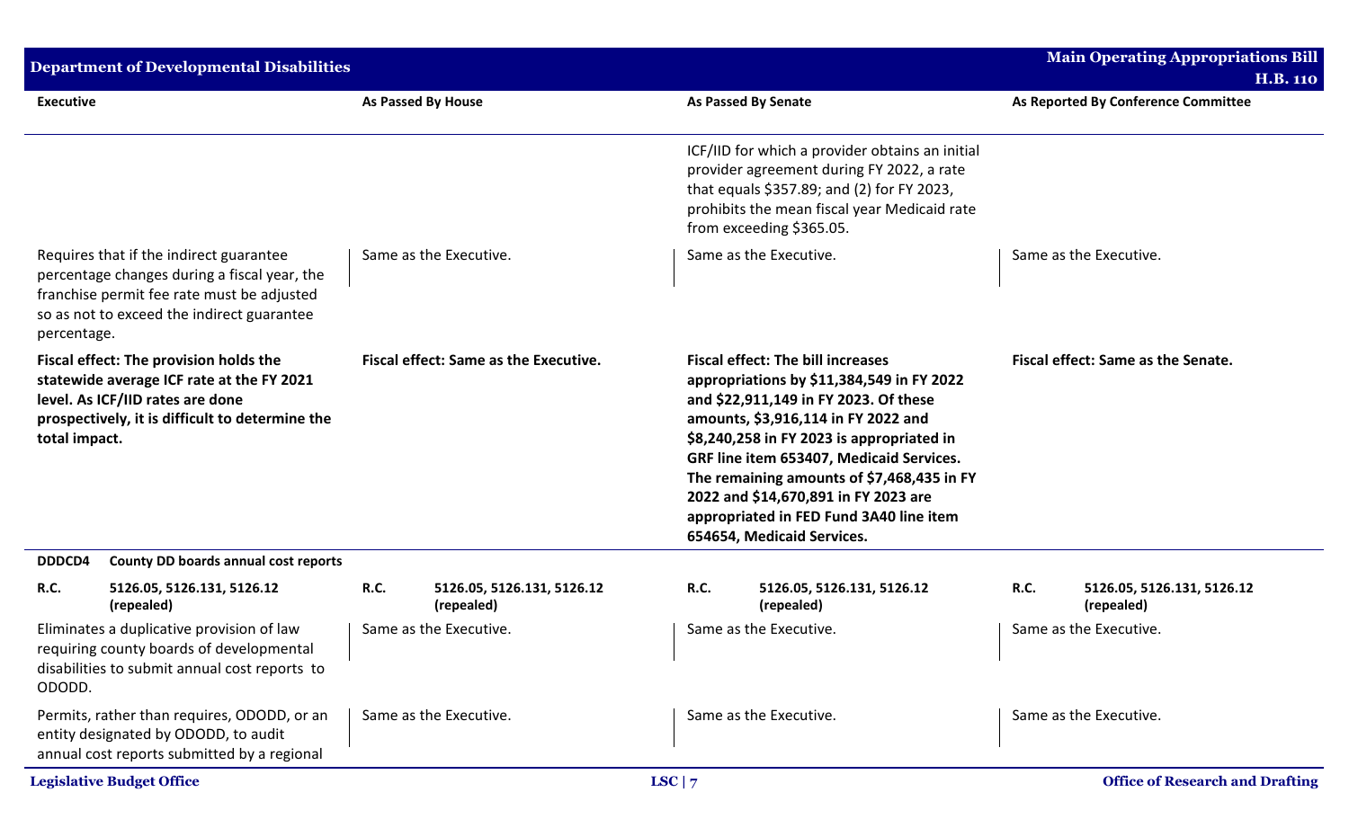| Executive | As Passed By House | As Passed By Senate | As Reported By Conference Committee |
|---|---|---|---|
| | | ICF/IID for which a provider obtains an initial provider agreement during FY 2022, a rate that equals $357.89; and (2) for FY 2023, prohibits the mean fiscal year Medicaid rate from exceeding $365.05. | |
| Requires that if the indirect guarantee percentage changes during a fiscal year, the franchise permit fee rate must be adjusted so as not to exceed the indirect guarantee percentage. | Same as the Executive. | Same as the Executive. | Same as the Executive. |
| **Fiscal effect: The provision holds the statewide average ICF rate at the FY 2021 level. As ICF/IID rates are done prospectively, it is difficult to determine the total impact.** | **Fiscal effect: Same as the Executive.** | **Fiscal effect: The bill increases appropriations by $11,384,549 in FY 2022 and $22,911,149 in FY 2023. Of these amounts, $3,916,114 in FY 2022 and $8,240,258 in FY 2023 is appropriated in GRF line item 653407, Medicaid Services. The remaining amounts of $7,468,435 in FY 2022 and $14,670,891 in FY 2023 are appropriated in FED Fund 3A40 line item 654654, Medicaid Services.** | **Fiscal effect: Same as the Senate.** |
| **DDDCD4 County DD boards annual cost reports** | | | |
| **R.C. 5126.05, 5126.131, 5126.12 (repealed)** | **R.C. 5126.05, 5126.131, 5126.12 (repealed)** | **R.C. 5126.05, 5126.131, 5126.12 (repealed)** | **R.C. 5126.05, 5126.131, 5126.12 (repealed)** |
| Eliminates a duplicative provision of law requiring county boards of developmental disabilities to submit annual cost reports to ODODD. | Same as the Executive. | Same as the Executive. | Same as the Executive. |
| Permits, rather than requires, ODODD, or an entity designated by ODODD, to audit annual cost reports submitted by a regional | Same as the Executive. | Same as the Executive. | Same as the Executive. |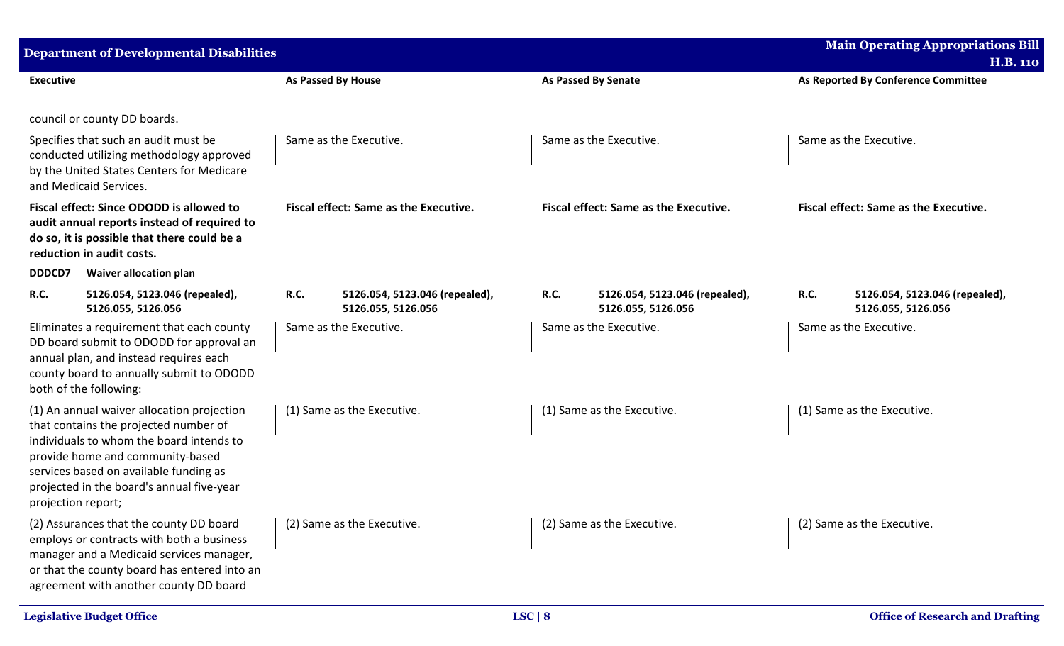| Executive | As Passed By House | As Passed By Senate | As Reported By Conference Committee |
|---|---|---|---|
| council or county DD boards. | | | |
| Specifies that such an audit must be conducted utilizing methodology approved by the United States Centers for Medicare and Medicaid Services. | Same as the Executive. | Same as the Executive. | Same as the Executive. |
| **Fiscal effect: Since ODODD is allowed to audit annual reports instead of required to do so, it is possible that there could be a reduction in audit costs.** | **Fiscal effect: Same as the Executive.** | **Fiscal effect: Same as the Executive.** | **Fiscal effect: Same as the Executive.** |
| **DDDCD7 Waiver allocation plan** | | | |
| **R.C. 5126.054, 5123.046 (repealed), 5126.055, 5126.056** | **R.C. 5126.054, 5123.046 (repealed), 5126.055, 5126.056** | **R.C. 5126.054, 5123.046 (repealed), 5126.055, 5126.056** | **R.C. 5126.054, 5123.046 (repealed), 5126.055, 5126.056** |
| Eliminates a requirement that each county DD board submit to ODODD for approval an annual plan, and instead requires each county board to annually submit to ODODD both of the following: | Same as the Executive. | Same as the Executive. | Same as the Executive. |
| (1) An annual waiver allocation projection that contains the projected number of individuals to whom the board intends to provide home and community-based services based on available funding as projected in the board's annual five-year projection report; | (1) Same as the Executive. | (1) Same as the Executive. | (1) Same as the Executive. |
| (2) Assurances that the county DD board employs or contracts with both a business manager and a Medicaid services manager, or that the county board has entered into an agreement with another county DD board | (2) Same as the Executive. | (2) Same as the Executive. | (2) Same as the Executive. |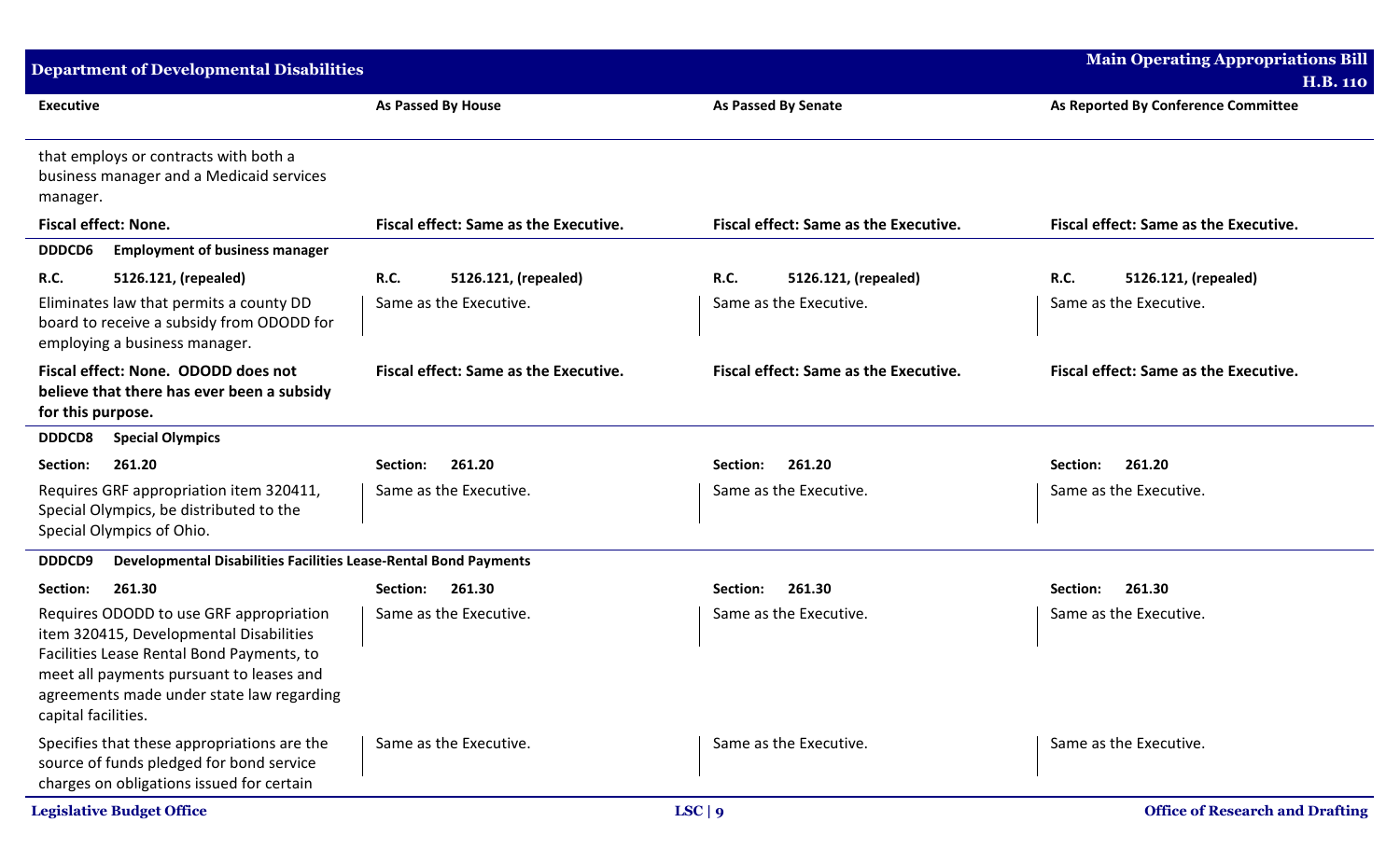| Executive | As Passed By House | As Passed By Senate | As Reported By Conference Committee |
|---|---|---|---|
| that employs or contracts with both a business manager and a Medicaid services manager. | | | |
| **Fiscal effect: None.** | **Fiscal effect: Same as the Executive.** | **Fiscal effect: Same as the Executive.** | **Fiscal effect: Same as the Executive.** |
| **DDDCD6 Employment of business manager** | | | |
| **R.C. 5126.121, (repealed)** | **R.C. 5126.121, (repealed)** | **R.C. 5126.121, (repealed)** | **R.C. 5126.121, (repealed)** |
| Eliminates law that permits a county DD board to receive a subsidy from ODODD for employing a business manager. | Same as the Executive. | Same as the Executive. | Same as the Executive. |
| **Fiscal effect: None. ODODD does not believe that there has ever been a subsidy for this purpose.** | **Fiscal effect: Same as the Executive.** | **Fiscal effect: Same as the Executive.** | **Fiscal effect: Same as the Executive.** |
| **DDDCD8 Special Olympics** | | | |
| **Section: 261.20** | **Section: 261.20** | **Section: 261.20** | **Section: 261.20** |
| Requires GRF appropriation item 320411, Special Olympics, be distributed to the Special Olympics of Ohio. | Same as the Executive. | Same as the Executive. | Same as the Executive. |
| **DDDCD9 Developmental Disabilities Facilities Lease-Rental Bond Payments** | | | |
| **Section: 261.30** | **Section: 261.30** | **Section: 261.30** | **Section: 261.30** |
| Requires ODODD to use GRF appropriation item 320415, Developmental Disabilities Facilities Lease Rental Bond Payments, to meet all payments pursuant to leases and agreements made under state law regarding capital facilities. | Same as the Executive. | Same as the Executive. | Same as the Executive. |
| Specifies that these appropriations are the source of funds pledged for bond service charges on obligations issued for certain | Same as the Executive. | Same as the Executive. | Same as the Executive. |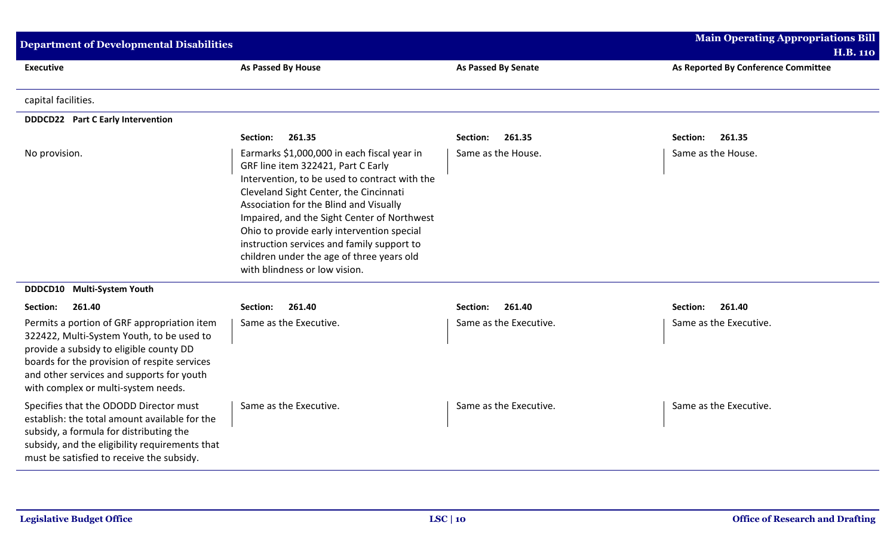| Executive | As Passed By House | As Passed By Senate | As Reported By Conference Committee |
|---|---|---|---|
| capital facilities. | | | |
| **DDDCD22 Part C Early Intervention** | | | |
| | **Section: 261.35** | **Section: 261.35** | **Section: 261.35** |
| No provision. | Earmarks $1,000,000 in each fiscal year in GRF line item 322421, Part C Early Intervention, to be used to contract with the Cleveland Sight Center, the Cincinnati Association for the Blind and Visually Impaired, and the Sight Center of Northwest Ohio to provide early intervention special instruction services and family support to children under the age of three years old with blindness or low vision. | Same as the House. | Same as the House. |
| **DDDCD10 Multi-System Youth** | | | |
| **Section: 261.40** | **Section: 261.40** | **Section: 261.40** | **Section: 261.40** |
| Permits a portion of GRF appropriation item 322422, Multi-System Youth, to be used to provide a subsidy to eligible county DD boards for the provision of respite services and other services and supports for youth with complex or multi-system needs. | Same as the Executive. | Same as the Executive. | Same as the Executive. |
| Specifies that the ODODD Director must establish: the total amount available for the subsidy, a formula for distributing the subsidy, and the eligibility requirements that must be satisfied to receive the subsidy. | Same as the Executive. | Same as the Executive. | Same as the Executive. |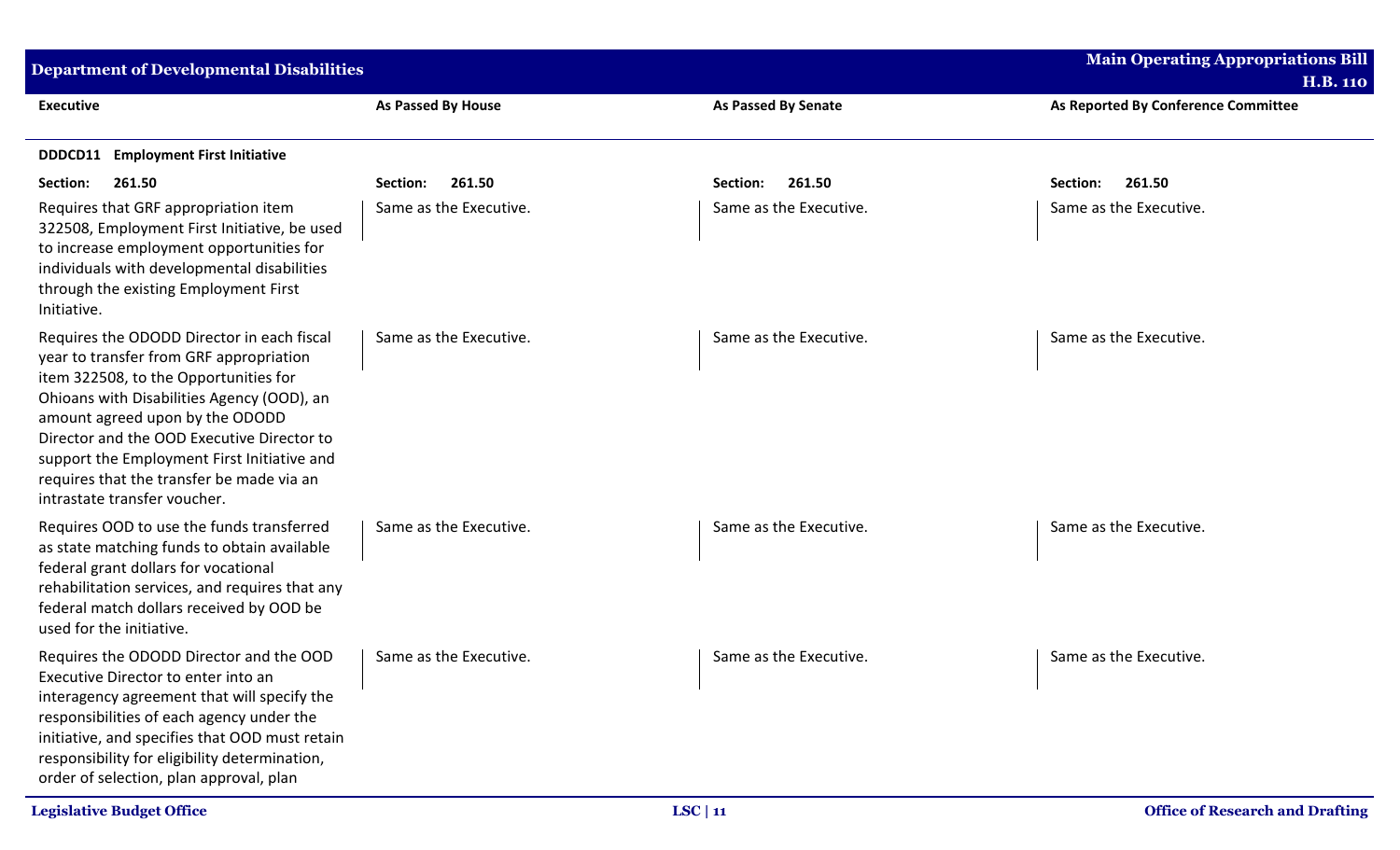| Executive | As Passed By House | As Passed By Senate | As Reported By Conference Committee |
|---|---|---|---|
| **DDDCD11 Employment First Initiative** | | | |
| **Section: 261.50** | **Section: 261.50** | **Section: 261.50** | **Section: 261.50** |
| Requires that GRF appropriation item 322508, Employment First Initiative, be used to increase employment opportunities for individuals with developmental disabilities through the existing Employment First Initiative. | Same as the Executive. | Same as the Executive. | Same as the Executive. |
| Requires the ODODD Director in each fiscal year to transfer from GRF appropriation item 322508, to the Opportunities for Ohioans with Disabilities Agency (OOD), an amount agreed upon by the ODODD Director and the OOD Executive Director to support the Employment First Initiative and requires that the transfer be made via an intrastate transfer voucher. | Same as the Executive. | Same as the Executive. | Same as the Executive. |
| Requires OOD to use the funds transferred as state matching funds to obtain available federal grant dollars for vocational rehabilitation services, and requires that any federal match dollars received by OOD be used for the initiative. | Same as the Executive. | Same as the Executive. | Same as the Executive. |
| Requires the ODODD Director and the OOD Executive Director to enter into an interagency agreement that will specify the responsibilities of each agency under the initiative, and specifies that OOD must retain responsibility for eligibility determination, order of selection, plan approval, plan | Same as the Executive. | Same as the Executive. | Same as the Executive. |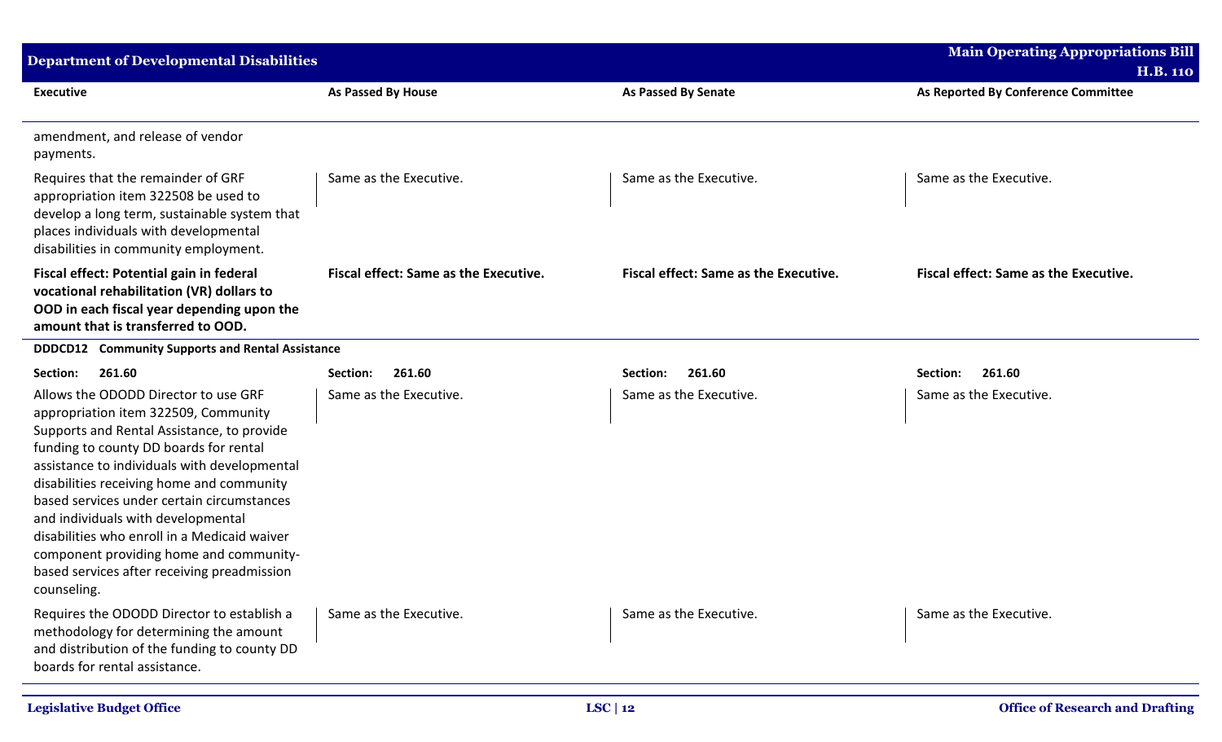| Executive | As Passed By House | As Passed By Senate | As Reported By Conference Committee |
| --- | --- | --- | --- |
| amendment, and release of vendor payments. | | | |
| Requires that the remainder of GRF appropriation item 322508 be used to develop a long term, sustainable system that places individuals with developmental disabilities in community employment. | Same as the Executive. | Same as the Executive. | Same as the Executive. |
| **Fiscal effect: Potential gain in federal vocational rehabilitation (VR) dollars to OOD in each fiscal year depending upon the amount that is transferred to OOD.** | **Fiscal effect: Same as the Executive.** | **Fiscal effect: Same as the Executive.** | **Fiscal effect: Same as the Executive.** |
| **DDDCD12 Community Supports and Rental Assistance** | | | |
| **Section: 261.60** | **Section: 261.60** | **Section: 261.60** | **Section: 261.60** |
| Allows the ODODD Director to use GRF appropriation item 322509, Community Supports and Rental Assistance, to provide funding to county DD boards for rental assistance to individuals with developmental disabilities receiving home and community based services under certain circumstances and individuals with developmental disabilities who enroll in a Medicaid waiver component providing home and community-based services after receiving preadmission counseling. | Same as the Executive. | Same as the Executive. | Same as the Executive. |
| Requires the ODODD Director to establish a methodology for determining the amount and distribution of the funding to county DD boards for rental assistance. | Same as the Executive. | Same as the Executive. | Same as the Executive. |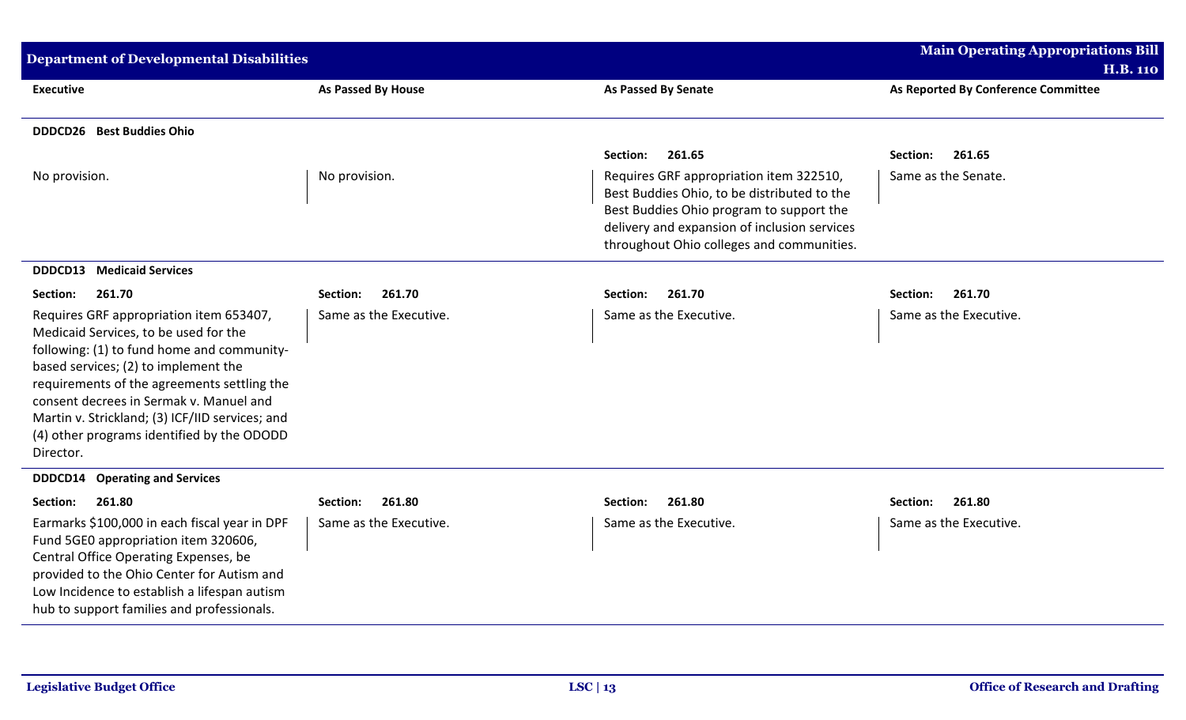| Executive | As Passed By House | As Passed By Senate | As Reported By Conference Committee |
|---|---|---|---|
| **DDDCD26 Best Buddies Ohio** | | | |
| | | **Section: 261.65** | **Section: 261.65** |
| No provision. | No provision. | Requires GRF appropriation item 322510, Best Buddies Ohio, to be distributed to the Best Buddies Ohio program to support the delivery and expansion of inclusion services throughout Ohio colleges and communities. | Same as the Senate. |
| **DDDCD13 Medicaid Services** | | | |
| **Section: 261.70** | **Section: 261.70** | **Section: 261.70** | **Section: 261.70** |
| Requires GRF appropriation item 653407, Medicaid Services, to be used for the following: (1) to fund home and community-based services; (2) to implement the requirements of the agreements settling the consent decrees in Sermak v. Manuel and Martin v. Strickland; (3) ICF/IID services; and (4) other programs identified by the ODODD Director. | Same as the Executive. | Same as the Executive. | Same as the Executive. |
| **DDDCD14 Operating and Services** | | | |
| **Section: 261.80** | **Section: 261.80** | **Section: 261.80** | **Section: 261.80** |
| Earmarks $100,000 in each fiscal year in DPF Fund 5GE0 appropriation item 320606, Central Office Operating Expenses, be provided to the Ohio Center for Autism and Low Incidence to establish a lifespan autism hub to support families and professionals. | Same as the Executive. | Same as the Executive. | Same as the Executive. |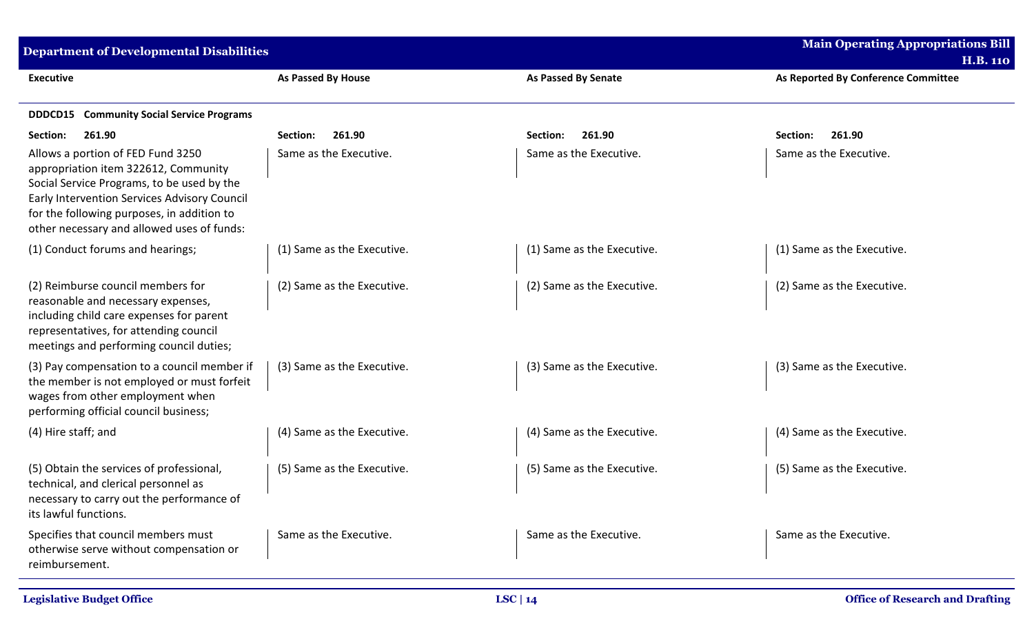**Department of Developmental Disabilities** — **Main Operating Appropriations Bill H.B. 110**

| Executive | As Passed By House | As Passed By Senate | As Reported By Conference Committee |
|---|---|---|---|
| **DDDCD15 Community Social Service Programs** | | | |
| **Section: 261.90** | **Section: 261.90** | **Section: 261.90** | **Section: 261.90** |
| Allows a portion of FED Fund 3250 appropriation item 322612, Community Social Service Programs, to be used by the Early Intervention Services Advisory Council for the following purposes, in addition to other necessary and allowed uses of funds: | Same as the Executive. | Same as the Executive. | Same as the Executive. |
| (1) Conduct forums and hearings; | (1) Same as the Executive. | (1) Same as the Executive. | (1) Same as the Executive. |
| (2) Reimburse council members for reasonable and necessary expenses, including child care expenses for parent representatives, for attending council meetings and performing council duties; | (2) Same as the Executive. | (2) Same as the Executive. | (2) Same as the Executive. |
| (3) Pay compensation to a council member if the member is not employed or must forfeit wages from other employment when performing official council business; | (3) Same as the Executive. | (3) Same as the Executive. | (3) Same as the Executive. |
| (4) Hire staff; and | (4) Same as the Executive. | (4) Same as the Executive. | (4) Same as the Executive. |
| (5) Obtain the services of professional, technical, and clerical personnel as necessary to carry out the performance of its lawful functions. | (5) Same as the Executive. | (5) Same as the Executive. | (5) Same as the Executive. |
| Specifies that council members must otherwise serve without compensation or reimbursement. | Same as the Executive. | Same as the Executive. | Same as the Executive. |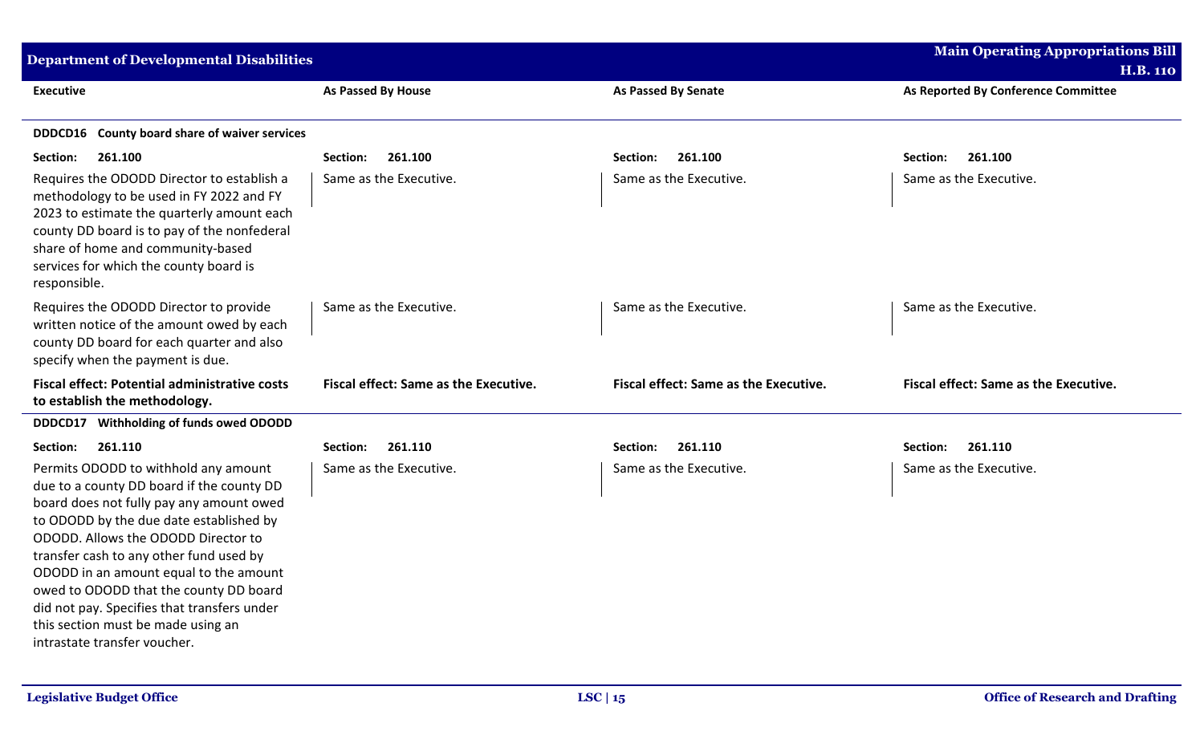| Executive | As Passed By House | As Passed By Senate | As Reported By Conference Committee |
|---|---|---|---|
| **DDDCD16 County board share of waiver services** | | | |
| **Section: 261.100** | **Section: 261.100** | **Section: 261.100** | **Section: 261.100** |
| Requires the ODODD Director to establish a methodology to be used in FY 2022 and FY 2023 to estimate the quarterly amount each county DD board is to pay of the nonfederal share of home and community-based services for which the county board is responsible. | Same as the Executive. | Same as the Executive. | Same as the Executive. |
| Requires the ODODD Director to provide written notice of the amount owed by each county DD board for each quarter and also specify when the payment is due. | Same as the Executive. | Same as the Executive. | Same as the Executive. |
| **Fiscal effect: Potential administrative costs to establish the methodology.** | **Fiscal effect: Same as the Executive.** | **Fiscal effect: Same as the Executive.** | **Fiscal effect: Same as the Executive.** |
| **DDDCD17 Withholding of funds owed ODODD** | | | |
| **Section: 261.110** | **Section: 261.110** | **Section: 261.110** | **Section: 261.110** |
| Permits ODODD to withhold any amount due to a county DD board if the county DD board does not fully pay any amount owed to ODODD by the due date established by ODODD. Allows the ODODD Director to transfer cash to any other fund used by ODODD in an amount equal to the amount owed to ODODD that the county DD board did not pay. Specifies that transfers under this section must be made using an intrastate transfer voucher. | Same as the Executive. | Same as the Executive. | Same as the Executive. |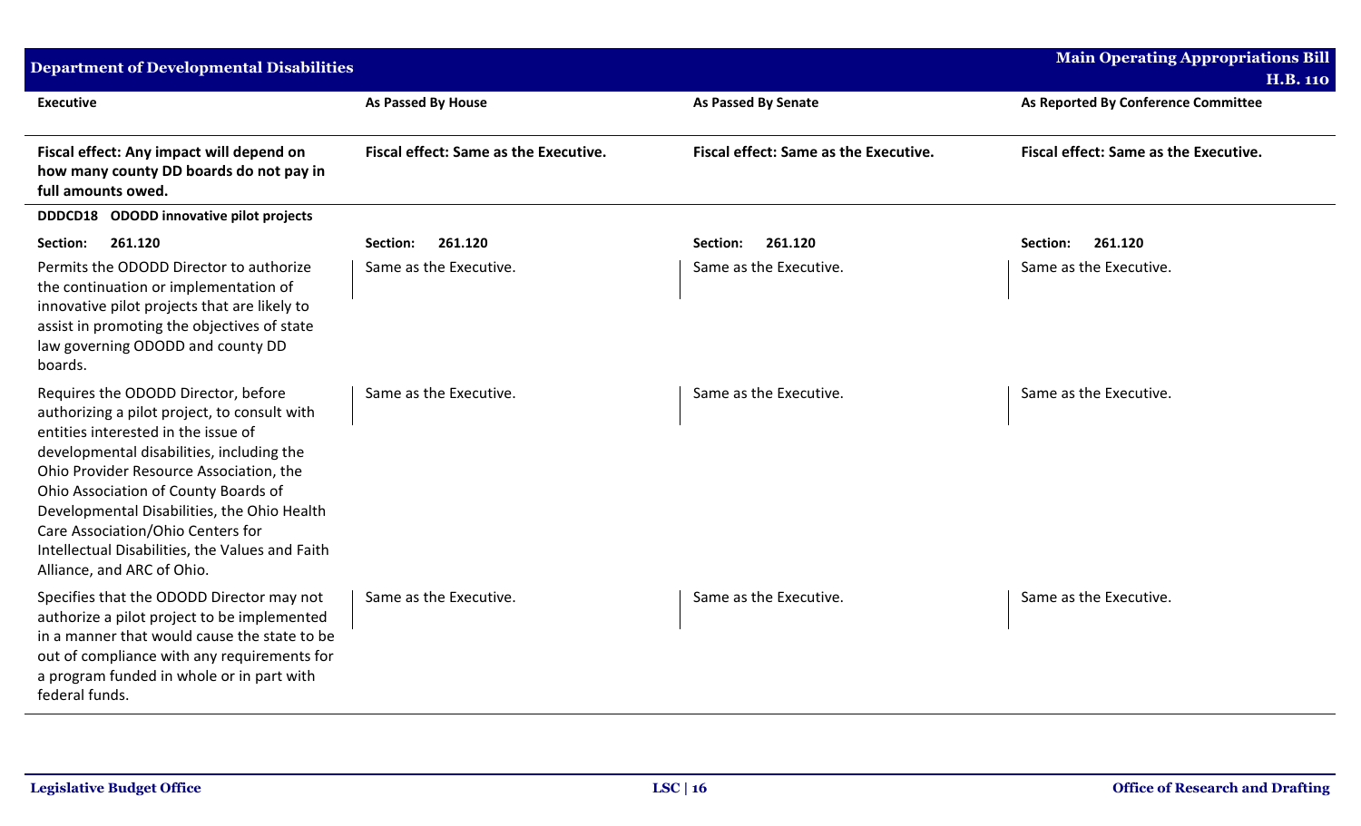| Executive | As Passed By House | As Passed By Senate | As Reported By Conference Committee |
|---|---|---|---|
| **Fiscal effect: Any impact will depend on how many county DD boards do not pay in full amounts owed.** | **Fiscal effect: Same as the Executive.** | **Fiscal effect: Same as the Executive.** | **Fiscal effect: Same as the Executive.** |
| **DDDCD18 ODODD innovative pilot projects** | | | |
| **Section: 261.120** | **Section: 261.120** | **Section: 261.120** | **Section: 261.120** |
| Permits the ODODD Director to authorize the continuation or implementation of innovative pilot projects that are likely to assist in promoting the objectives of state law governing ODODD and county DD boards. | Same as the Executive. | Same as the Executive. | Same as the Executive. |
| Requires the ODODD Director, before authorizing a pilot project, to consult with entities interested in the issue of developmental disabilities, including the Ohio Provider Resource Association, the Ohio Association of County Boards of Developmental Disabilities, the Ohio Health Care Association/Ohio Centers for Intellectual Disabilities, the Values and Faith Alliance, and ARC of Ohio. | Same as the Executive. | Same as the Executive. | Same as the Executive. |
| Specifies that the ODODD Director may not authorize a pilot project to be implemented in a manner that would cause the state to be out of compliance with any requirements for a program funded in whole or in part with federal funds. | Same as the Executive. | Same as the Executive. | Same as the Executive. |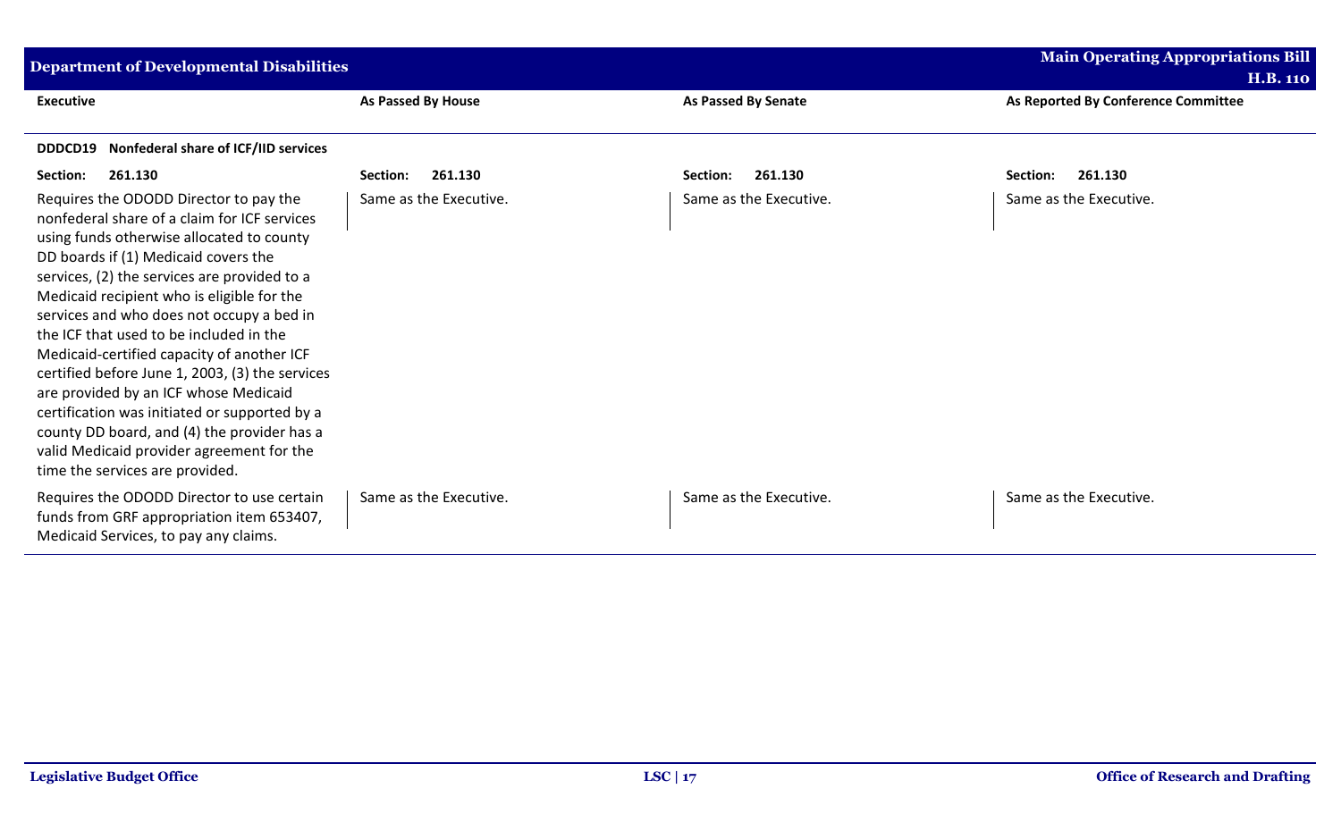| Executive | As Passed By House | As Passed By Senate | As Reported By Conference Committee |
|---|---|---|---|
| **DDDCD19 Nonfederal share of ICF/IID services** | | | |
| **Section: 261.130** | **Section: 261.130** | **Section: 261.130** | **Section: 261.130** |
| Requires the ODODD Director to pay the nonfederal share of a claim for ICF services using funds otherwise allocated to county DD boards if (1) Medicaid covers the services, (2) the services are provided to a Medicaid recipient who is eligible for the services and who does not occupy a bed in the ICF that used to be included in the Medicaid-certified capacity of another ICF certified before June 1, 2003, (3) the services are provided by an ICF whose Medicaid certification was initiated or supported by a county DD board, and (4) the provider has a valid Medicaid provider agreement for the time the services are provided. | Same as the Executive. | Same as the Executive. | Same as the Executive. |
| Requires the ODODD Director to use certain funds from GRF appropriation item 653407, Medicaid Services, to pay any claims. | Same as the Executive. | Same as the Executive. | Same as the Executive. |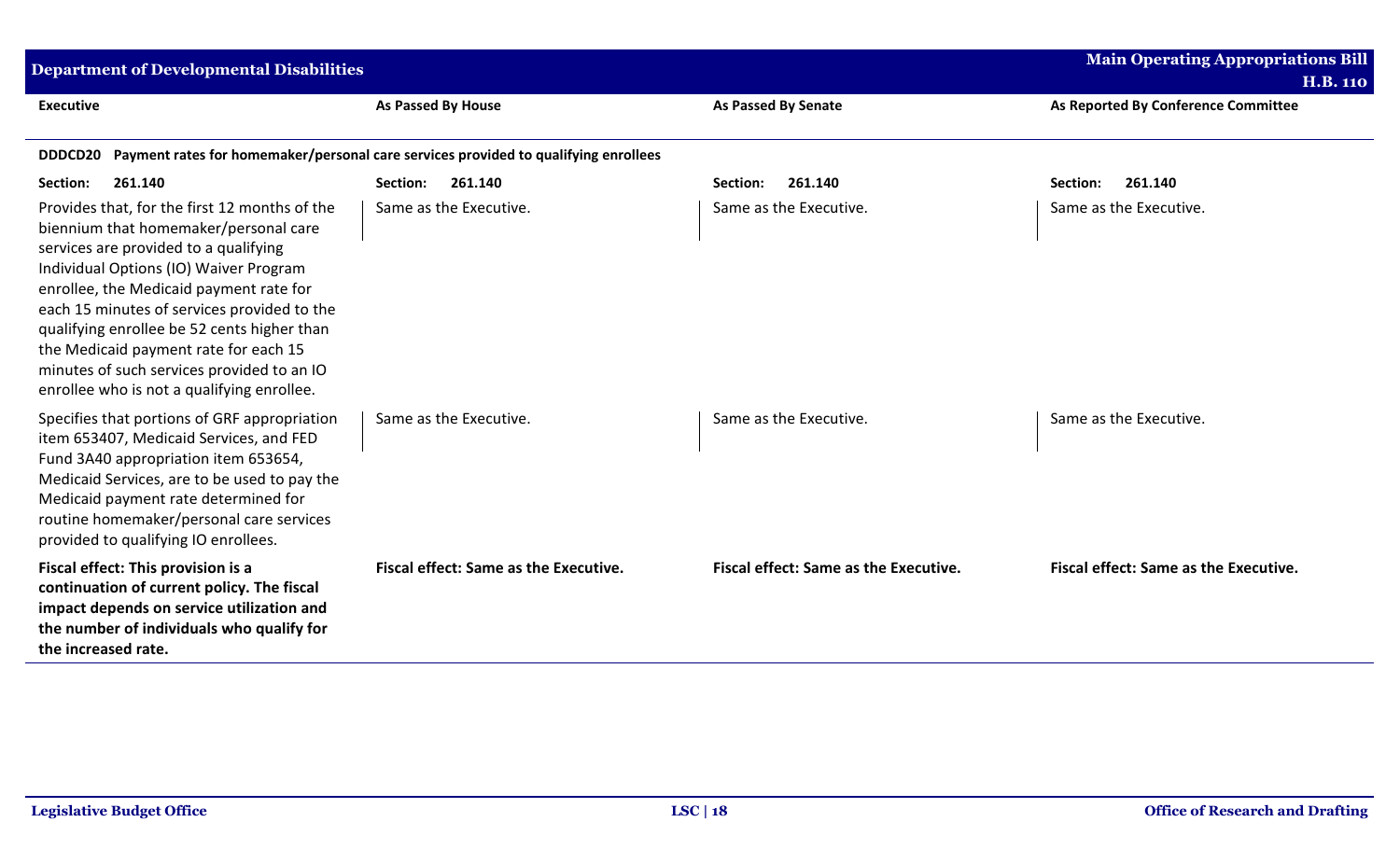| Executive | As Passed By House | As Passed By Senate | As Reported By Conference Committee |
|---|---|---|---|
| **DDDCD20 Payment rates for homemaker/personal care services provided to qualifying enrollees** | | | |
| **Section: 261.140** | **Section: 261.140** | **Section: 261.140** | **Section: 261.140** |
| Provides that, for the first 12 months of the biennium that homemaker/personal care services are provided to a qualifying Individual Options (IO) Waiver Program enrollee, the Medicaid payment rate for each 15 minutes of services provided to the qualifying enrollee be 52 cents higher than the Medicaid payment rate for each 15 minutes of such services provided to an IO enrollee who is not a qualifying enrollee. | Same as the Executive. | Same as the Executive. | Same as the Executive. |
| Specifies that portions of GRF appropriation item 653407, Medicaid Services, and FED Fund 3A40 appropriation item 653654, Medicaid Services, are to be used to pay the Medicaid payment rate determined for routine homemaker/personal care services provided to qualifying IO enrollees. | Same as the Executive. | Same as the Executive. | Same as the Executive. |
| **Fiscal effect: This provision is a continuation of current policy. The fiscal impact depends on service utilization and the number of individuals who qualify for the increased rate.** | **Fiscal effect: Same as the Executive.** | **Fiscal effect: Same as the Executive.** | **Fiscal effect: Same as the Executive.** |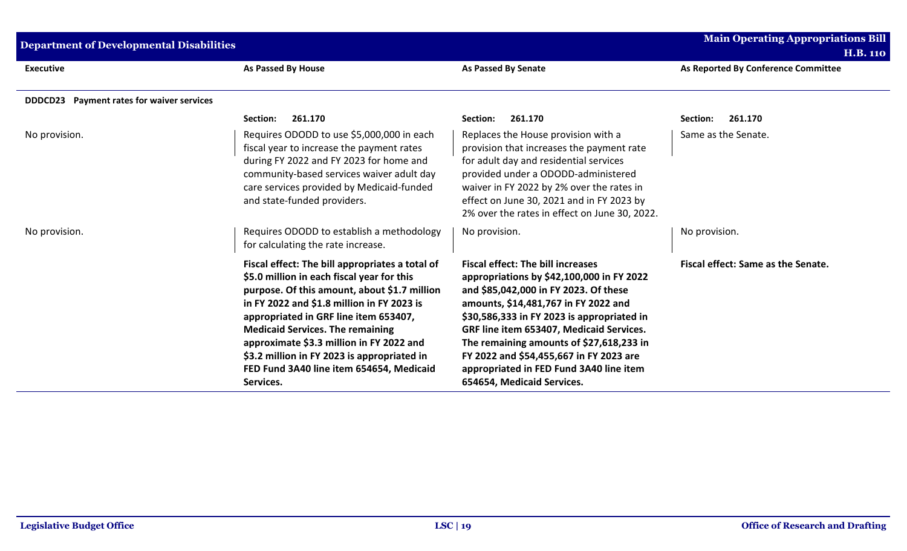| Executive | As Passed By House | As Passed By Senate | As Reported By Conference Committee |
|---|---|---|---|
| **DDDCD23 Payment rates for waiver services** | | | |
| | Section: 261.170 | Section: 261.170 | Section: 261.170 |
| No provision. | Requires ODODD to use $5,000,000 in each fiscal year to increase the payment rates during FY 2022 and FY 2023 for home and community-based services waiver adult day care services provided by Medicaid-funded and state-funded providers. | Replaces the House provision with a provision that increases the payment rate for adult day and residential services provided under a ODODD-administered waiver in FY 2022 by 2% over the rates in effect on June 30, 2021 and in FY 2023 by 2% over the rates in effect on June 30, 2022. | Same as the Senate. |
| No provision. | Requires ODODD to establish a methodology for calculating the rate increase. | No provision. | No provision. |
| | **Fiscal effect: The bill appropriates a total of $5.0 million in each fiscal year for this purpose. Of this amount, about $1.7 million in FY 2022 and $1.8 million in FY 2023 is appropriated in GRF line item 653407, Medicaid Services. The remaining approximate $3.3 million in FY 2022 and $3.2 million in FY 2023 is appropriated in FED Fund 3A40 line item 654654, Medicaid Services.** | **Fiscal effect: The bill increases appropriations by $42,100,000 in FY 2022 and $85,042,000 in FY 2023. Of these amounts, $14,481,767 in FY 2022 and $30,586,333 in FY 2023 is appropriated in GRF line item 653407, Medicaid Services. The remaining amounts of $27,618,233 in FY 2022 and $54,455,667 in FY 2023 are appropriated in FED Fund 3A40 line item 654654, Medicaid Services.** | **Fiscal effect: Same as the Senate.** |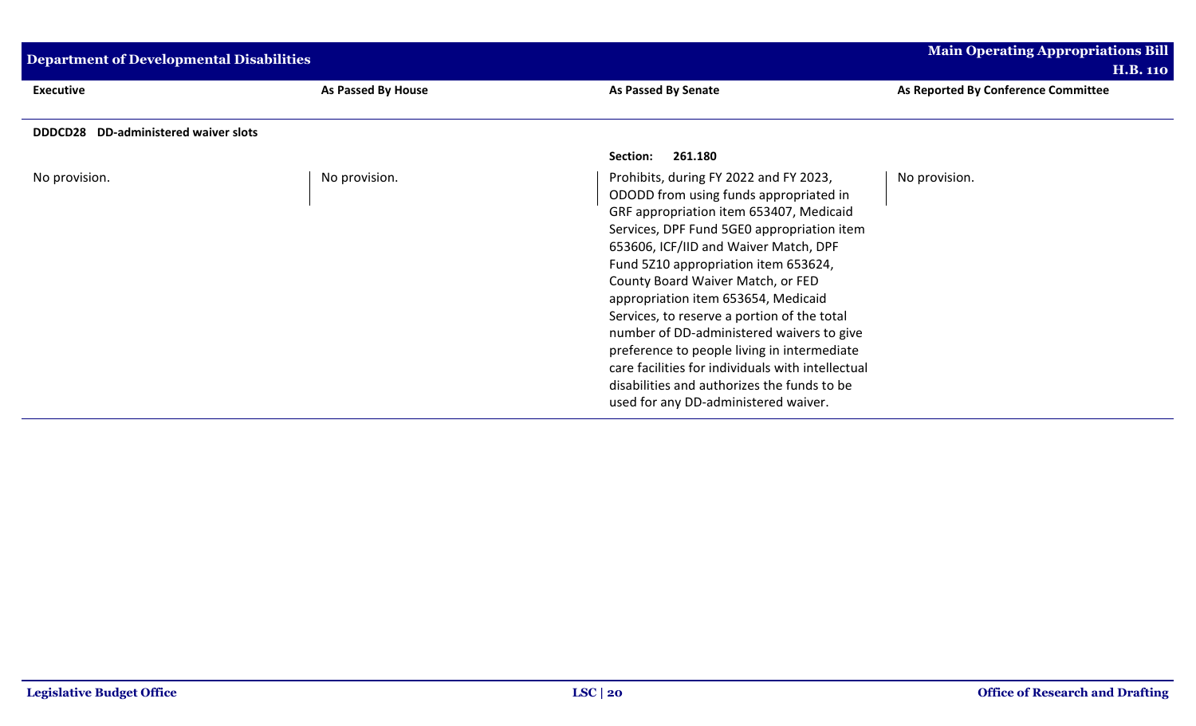| Executive | As Passed By House | As Passed By Senate | As Reported By Conference Committee |
|---|---|---|---|
| **DDDCD28 DD-administered waiver slots** | | | |
| | | **Section: 261.180** | |
| No provision. | No provision. | Prohibits, during FY 2022 and FY 2023, ODODD from using funds appropriated in GRF appropriation item 653407, Medicaid Services, DPF Fund 5GE0 appropriation item 653606, ICF/IID and Waiver Match, DPF Fund 5Z10 appropriation item 653624, County Board Waiver Match, or FED appropriation item 653654, Medicaid Services, to reserve a portion of the total number of DD-administered waivers to give preference to people living in intermediate care facilities for individuals with intellectual disabilities and authorizes the funds to be used for any DD-administered waiver. | No provision. |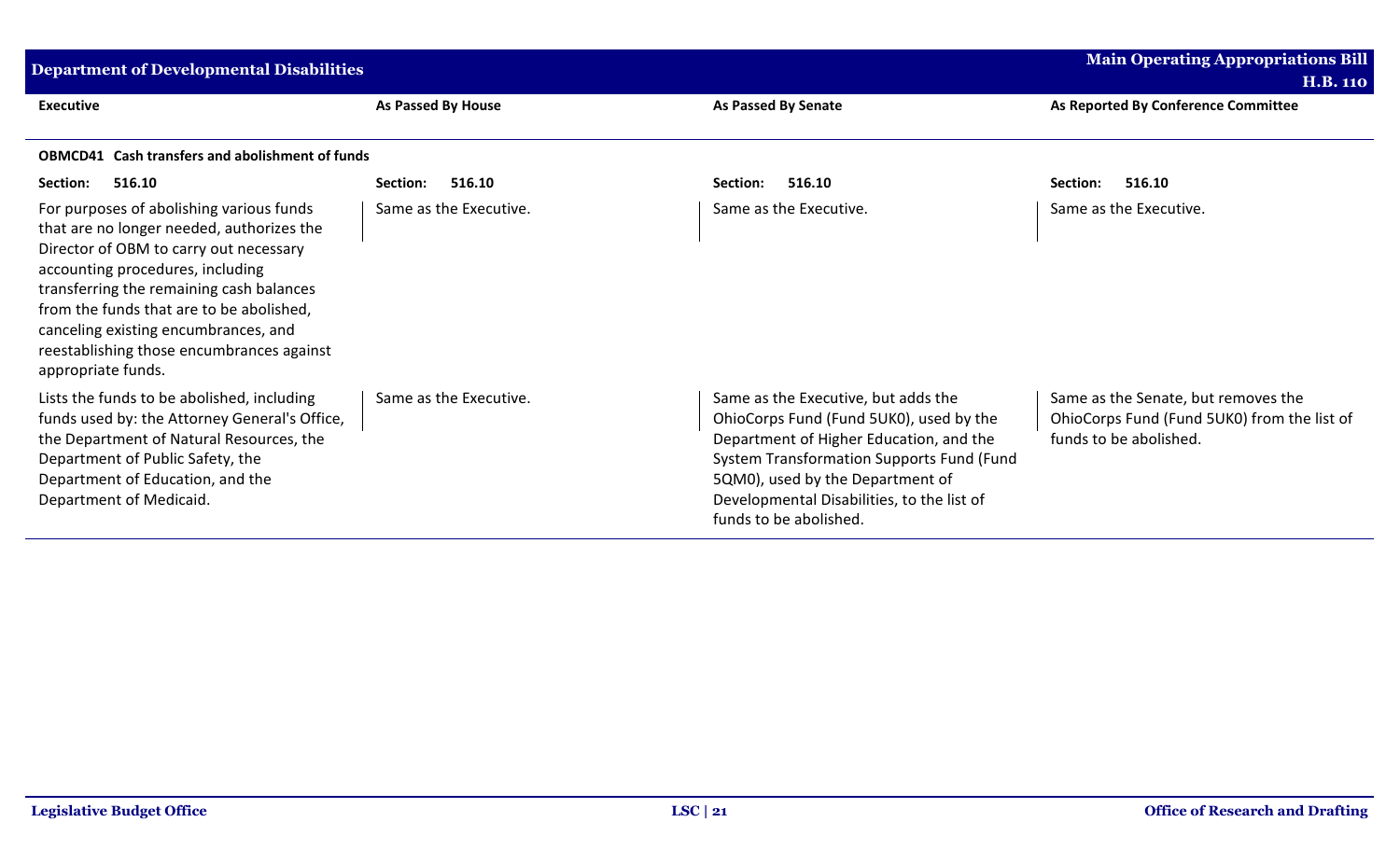| Executive | As Passed By House | As Passed By Senate | As Reported By Conference Committee |
|---|---|---|---|
| **OBMCD41 Cash transfers and abolishment of funds** | | | |
| **Section: 516.10** | **Section: 516.10** | **Section: 516.10** | **Section: 516.10** |
| For purposes of abolishing various funds that are no longer needed, authorizes the Director of OBM to carry out necessary accounting procedures, including transferring the remaining cash balances from the funds that are to be abolished, canceling existing encumbrances, and reestablishing those encumbrances against appropriate funds. | Same as the Executive. | Same as the Executive. | Same as the Executive. |
| Lists the funds to be abolished, including funds used by: the Attorney General's Office, the Department of Natural Resources, the Department of Public Safety, the Department of Education, and the Department of Medicaid. | Same as the Executive. | Same as the Executive, but adds the OhioCorps Fund (Fund 5UK0), used by the Department of Higher Education, and the System Transformation Supports Fund (Fund 5QM0), used by the Department of Developmental Disabilities, to the list of funds to be abolished. | Same as the Senate, but removes the OhioCorps Fund (Fund 5UK0) from the list of funds to be abolished. |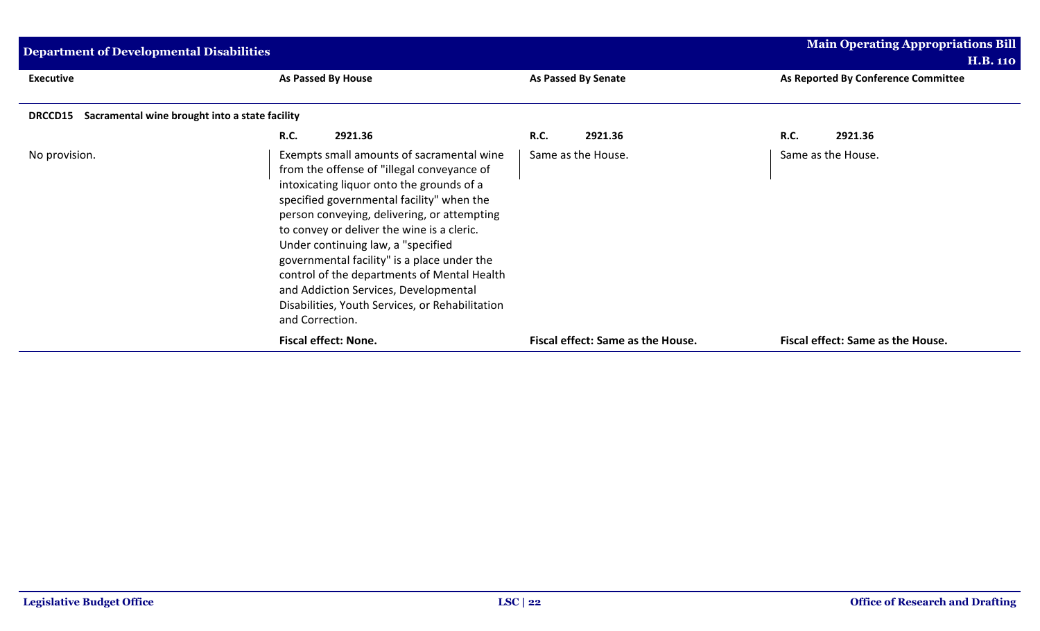## Department of Developmental Disabilities

| Executive | As Passed By House | As Passed By Senate | As Reported By Conference Committee |
|---|---|---|---|
| **DRCCD15 Sacramental wine brought into a state facility** | | | |
| | **R.C. 2921.36** | **R.C. 2921.36** | **R.C. 2921.36** |
| No provision. | Exempts small amounts of sacramental wine from the offense of "illegal conveyance of intoxicating liquor onto the grounds of a specified governmental facility" when the person conveying, delivering, or attempting to convey or deliver the wine is a cleric. Under continuing law, a "specified governmental facility" is a place under the control of the departments of Mental Health and Addiction Services, Developmental Disabilities, Youth Services, or Rehabilitation and Correction. | Same as the House. | Same as the House. |
| | **Fiscal effect: None.** | **Fiscal effect: Same as the House.** | **Fiscal effect: Same as the House.** |